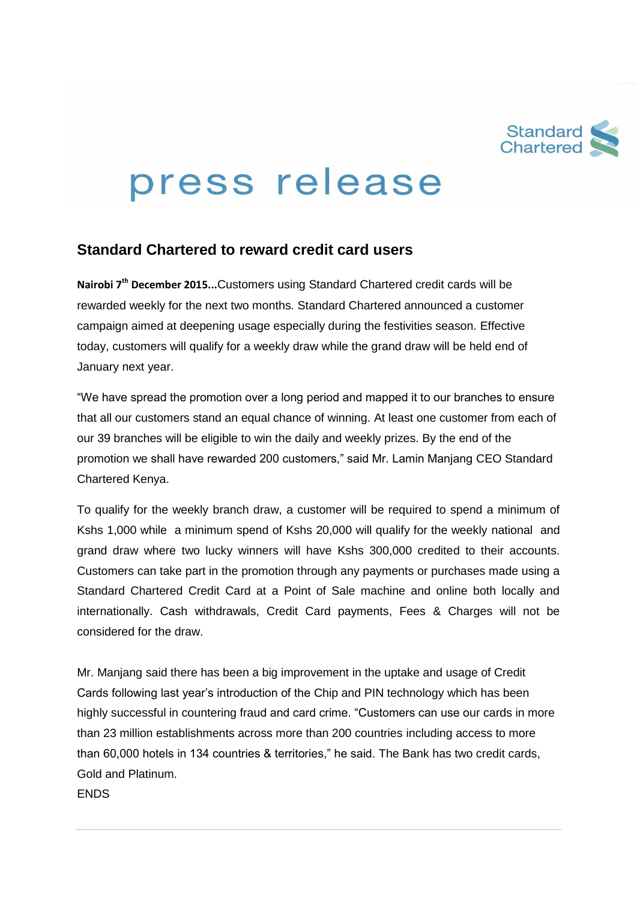Standard Chartered

# press release

## Standard Chartered to reward credit card users

**Nairobi 7th December 2015...**Customers using Standard Chartered credit cards will be rewarded weekly for the next two months. Standard Chartered announced a customer campaign aimed at deepening usage especially during the festivities season. Effective today, customers will qualify for a weekly draw while the grand draw will be held end of January next year.

"We have spread the promotion over a long period and mapped it to our branches to ensure that all our customers stand an equal chance of winning. At least one customer from each of our 39 branches will be eligible to win the daily and weekly prizes. By the end of the promotion we shall have rewarded 200 customers," said Mr. Lamin Manjang CEO Standard Chartered Kenya.

To qualify for the weekly branch draw, a customer will be required to spend a minimum of Kshs 1,000 while a minimum spend of Kshs 20,000 will qualify for the weekly national and grand draw where two lucky winners will have Kshs 300,000 credited to their accounts. Customers can take part in the promotion through any payments or purchases made using a Standard Chartered Credit Card at a Point of Sale machine and online both locally and internationally. Cash withdrawals, Credit Card payments, Fees & Charges will not be considered for the draw.

Mr. Manjang said there has been a big improvement in the uptake and usage of Credit Cards following last year's introduction of the Chip and PIN technology which has been highly successful in countering fraud and card crime. "Customers can use our cards in more than 23 million establishments across more than 200 countries including access to more than 60,000 hotels in 134 countries & territories," he said. The Bank has two credit cards, Gold and Platinum.

ENDS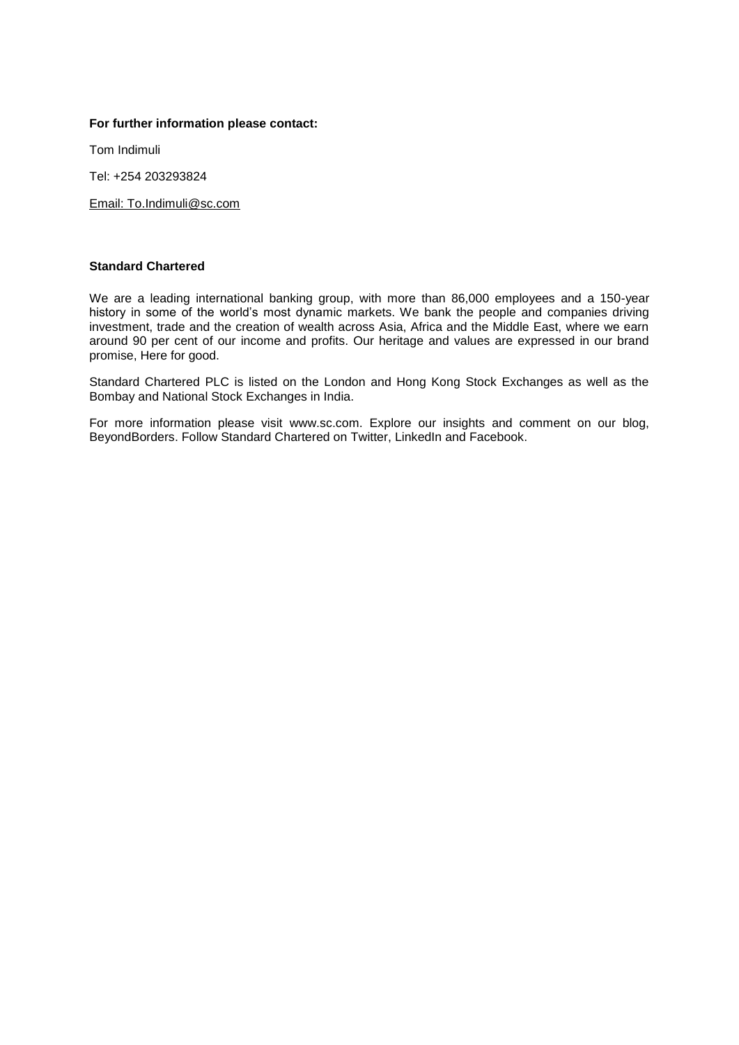**For further information please contact:**

Tom Indimuli

Tel: +254 203293824

Email: To.Indimuli@sc.com

**Standard Chartered**

We are a leading international banking group, with more than 86,000 employees and a 150-year history in some of the world's most dynamic markets. We bank the people and companies driving investment, trade and the creation of wealth across Asia, Africa and the Middle East, where we earn around 90 per cent of our income and profits. Our heritage and values are expressed in our brand promise, Here for good.

Standard Chartered PLC is listed on the London and Hong Kong Stock Exchanges as well as the Bombay and National Stock Exchanges in India.

For more information please visit www.sc.com. Explore our insights and comment on our blog, BeyondBorders. Follow Standard Chartered on Twitter, LinkedIn and Facebook.